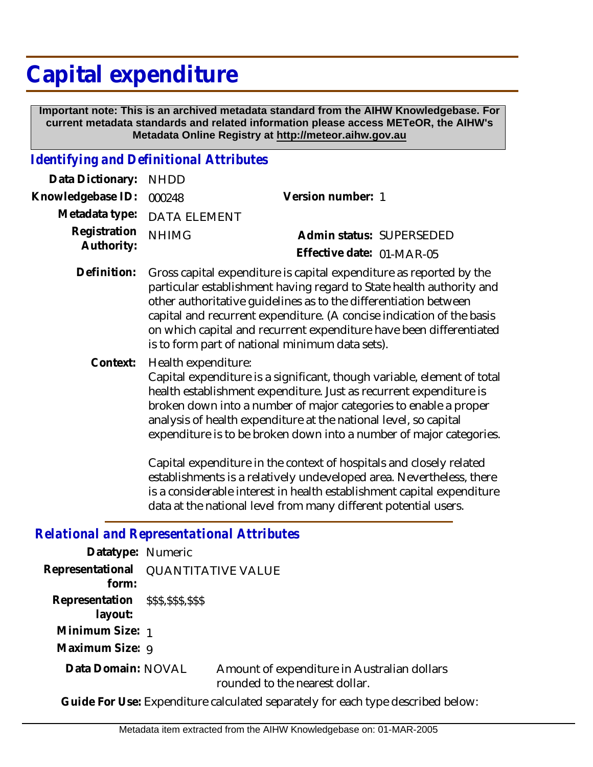# Capital expenditure

**Important note: This is an archived metadata standard from the AIHW Knowledgebase. For current metadata standards and related information please access METeOR, the AIHW's Metadata Online Registry at http://meteor.aihw.gov.au**

## *Identifying and Definitional Attributes*

**Data Dictionary:** NHDD

**Knowledgebase ID:** 000248

**Version number:** 1

**Metadata type:** DATA ELEMENT

**Registration Authority:** NHIMG

**Admin status:** SUPERSEDED

**Effective date:** 01-MAR-05

**Definition:** Gross capital expenditure is capital expenditure as reported by the particular establishment having regard to State health authority and other authoritative guidelines as to the differentiation between capital and recurrent expenditure. (A concise indication of the basis on which capital and recurrent expenditure have been differentiated is to form part of national minimum data sets).

**Context:** Health expenditure:
Capital expenditure is a significant, though variable, element of total health establishment expenditure. Just as recurrent expenditure is broken down into a number of major categories to enable a proper analysis of health expenditure at the national level, so capital expenditure is to be broken down into a number of major categories.

Capital expenditure in the context of hospitals and closely related establishments is a relatively undeveloped area. Nevertheless, there is a considerable interest in health establishment capital expenditure data at the national level from many different potential users.

## *Relational and Representational Attributes*

**Datatype:** Numeric

**Representational form:** QUANTITATIVE VALUE

**Representation layout:** $$$,$$$,$$$

**Minimum Size:** 1

**Maximum Size:** 9

**Data Domain:** NOVAL — Amount of expenditure in Australian dollars rounded to the nearest dollar.

**Guide For Use:** Expenditure calculated separately for each type described below: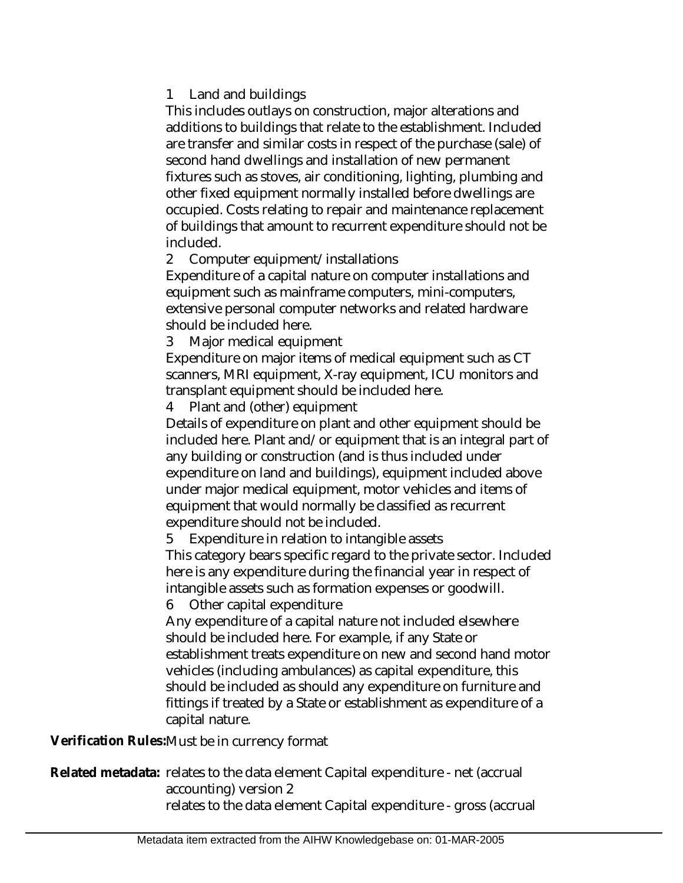1 Land and buildings

This includes outlays on construction, major alterations and additions to buildings that relate to the establishment. Included are transfer and similar costs in respect of the purchase (sale) of second hand dwellings and installation of new permanent fixtures such as stoves, air conditioning, lighting, plumbing and other fixed equipment normally installed before dwellings are occupied. Costs relating to repair and maintenance replacement of buildings that amount to recurrent expenditure should not be included.

2 Computer equipment/installations

Expenditure of a capital nature on computer installations and equipment such as mainframe computers, mini-computers, extensive personal computer networks and related hardware should be included here.

3 Major medical equipment

Expenditure on major items of medical equipment such as CT scanners, MRI equipment, X-ray equipment, ICU monitors and transplant equipment should be included here.

4 Plant and (other) equipment

Details of expenditure on plant and other equipment should be included here. Plant and/or equipment that is an integral part of any building or construction (and is thus included under expenditure on land and buildings), equipment included above under major medical equipment, motor vehicles and items of equipment that would normally be classified as recurrent expenditure should not be included.

5 Expenditure in relation to intangible assets

This category bears specific regard to the private sector. Included here is any expenditure during the financial year in respect of intangible assets such as formation expenses or goodwill.

6 Other capital expenditure

Any expenditure of a capital nature not included elsewhere should be included here. For example, if any State or establishment treats expenditure on new and second hand motor vehicles (including ambulances) as capital expenditure, this should be included as should any expenditure on furniture and fittings if treated by a State or establishment as expenditure of a capital nature.

**Verification Rules:** Must be in currency format

**Related metadata:** relates to the data element Capital expenditure - net (accrual accounting) version 2

relates to the data element Capital expenditure - gross (accrual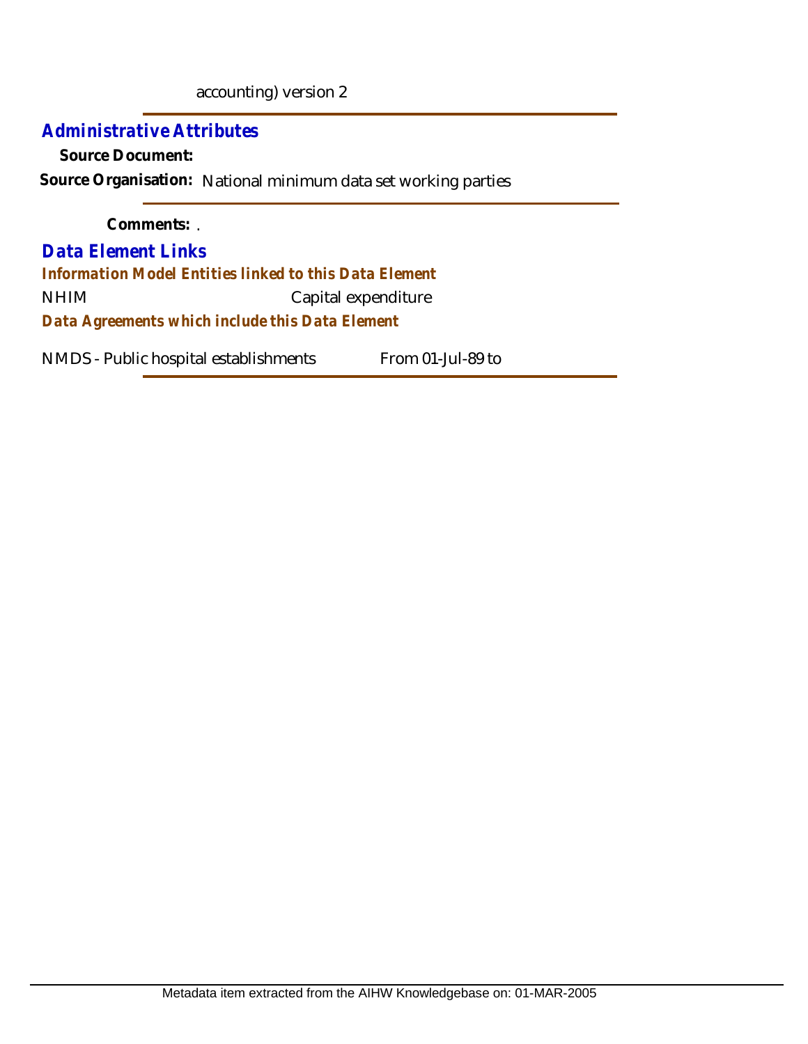accounting) version 2

## Administrative Attributes

**Source Document:**

**Source Organisation:** National minimum data set working parties

**Comments:** .

## Data Element Links

***Information Model Entities linked to this Data Element***

| | |
|---|---|
| NHIM | Capital expenditure |

***Data Agreements which include this Data Element***

| | |
|---|---|
| NMDS - Public hospital establishments | From 01-Jul-89 to |

Metadata item extracted from the AIHW Knowledgebase on: 01-MAR-2005